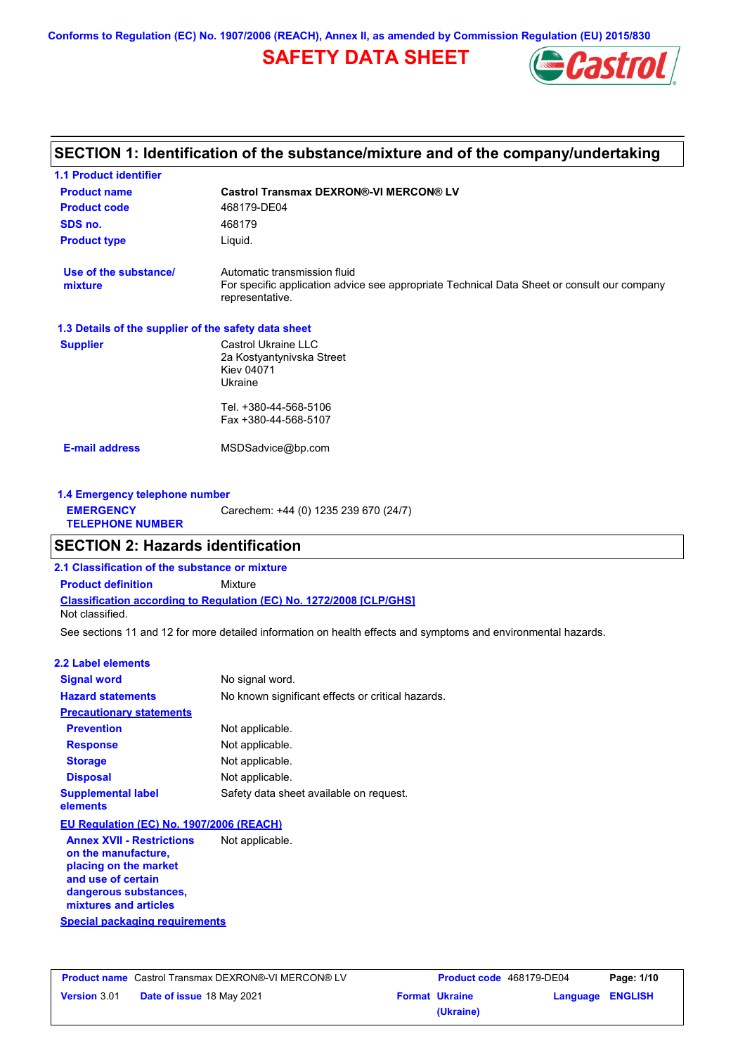Conforms to Regulation (EC) No. 1907/2006 (REACH), Annex II, as amended by Commission Regulation (EU) 2015/830

# SAFETY DATA SHEET

## SECTION 1: Identification of the substance/mixture and of the company/undertaking

### 1.1 Product identifier

| | |
|---|---|
| **Product name** | **Castrol Transmax DEXRON®-VI MERCON® LV** |
| **Product code** | 468179-DE04 |
| **SDS no.** | 468179 |
| **Product type** | Liquid. |

| | |
|---|---|
| **Use of the substance/ mixture** | Automatic transmission fluid<br>For specific application advice see appropriate Technical Data Sheet or consult our company representative. |

### 1.3 Details of the supplier of the safety data sheet

**Supplier**

Castrol Ukraine LLC
2a Kostyantynivska Street
Kiev 04071
Ukraine

Tel. +380-44-568-5106
Fax +380-44-568-5107

**E-mail address** MSDSadvice@bp.com

### 1.4 Emergency telephone number

**EMERGENCY TELEPHONE NUMBER** Carechem: +44 (0) 1235 239 670 (24/7)

## SECTION 2: Hazards identification

### 2.1 Classification of the substance or mixture

**Product definition** Mixture

**Classification according to Regulation (EC) No. 1272/2008 [CLP/GHS]**

Not classified.

See sections 11 and 12 for more detailed information on health effects and symptoms and environmental hazards.

### 2.2 Label elements

| | |
|---|---|
| **Signal word** | No signal word. |
| **Hazard statements** | No known significant effects or critical hazards. |

**Precautionary statements**

| | |
|---|---|
| **Prevention** | Not applicable. |
| **Response** | Not applicable. |
| **Storage** | Not applicable. |
| **Disposal** | Not applicable. |
| **Supplemental label elements** | Safety data sheet available on request. |

**EU Regulation (EC) No. 1907/2006 (REACH)**

| | |
|---|---|
| **Annex XVII - Restrictions on the manufacture, placing on the market and use of certain dangerous substances, mixtures and articles** | Not applicable. |

**Special packaging requirements**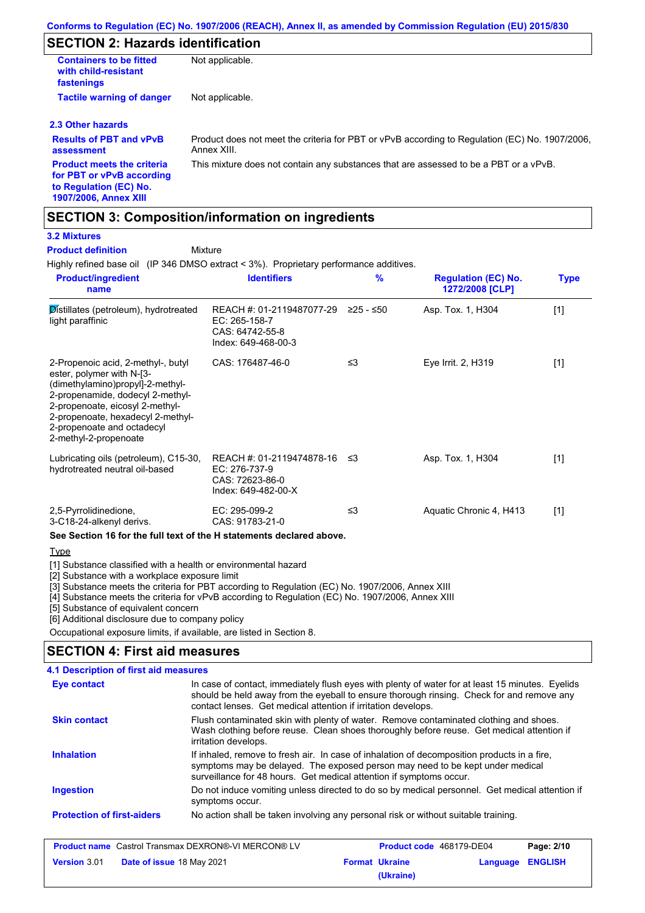## SECTION 2: Hazards identification

| | |
|---|---|
| **Containers to be fitted with child-resistant fastenings** | Not applicable. |
| **Tactile warning of danger** | Not applicable. |

### 2.3 Other hazards

| | |
|---|---|
| **Results of PBT and vPvB assessment** | Product does not meet the criteria for PBT or vPvB according to Regulation (EC) No. 1907/2006, Annex XIII. |
| **Product meets the criteria for PBT or vPvB according to Regulation (EC) No. 1907/2006, Annex XIII** | This mixture does not contain any substances that are assessed to be a PBT or a vPvB. |

## SECTION 3: Composition/information on ingredients

### 3.2 Mixtures

**Product definition** Mixture

Highly refined base oil (IP 346 DMSO extract < 3%). Proprietary performance additives.

| Product/ingredient name | Identifiers | % | Regulation (EC) No. 1272/2008 [CLP] | Type |
|---|---|---|---|---|
| Distillates (petroleum), hydrotreated light paraffinic | REACH #: 01-2119487077-29<br>EC: 265-158-7<br>CAS: 64742-55-8<br>Index: 649-468-00-3 | ≥25 - ≤50 | Asp. Tox. 1, H304 | [1] |
| 2-Propenoic acid, 2-methyl-, butyl ester, polymer with N-[3-(dimethylamino)propyl]-2-methyl-2-propenamide, dodecyl 2-methyl-2-propenoate, eicosyl 2-methyl-2-propenoate, hexadecyl 2-methyl-2-propenoate and octadecyl 2-methyl-2-propenoate | CAS: 176487-46-0 | ≤3 | Eye Irrit. 2, H319 | [1] |
| Lubricating oils (petroleum), C15-30, hydrotreated neutral oil-based | REACH #: 01-2119474878-16<br>EC: 276-737-9<br>CAS: 72623-86-0<br>Index: 649-482-00-X | ≤3 | Asp. Tox. 1, H304 | [1] |
| 2,5-Pyrrolidinedione, 3-C18-24-alkenyl derivs. | EC: 295-099-2<br>CAS: 91783-21-0 | ≤3 | Aquatic Chronic 4, H413 | [1] |

**See Section 16 for the full text of the H statements declared above.**

Type

[1] Substance classified with a health or environmental hazard
[2] Substance with a workplace exposure limit
[3] Substance meets the criteria for PBT according to Regulation (EC) No. 1907/2006, Annex XIII
[4] Substance meets the criteria for vPvB according to Regulation (EC) No. 1907/2006, Annex XIII
[5] Substance of equivalent concern
[6] Additional disclosure due to company policy

Occupational exposure limits, if available, are listed in Section 8.

## SECTION 4: First aid measures

### 4.1 Description of first aid measures

| | |
|---|---|
| **Eye contact** | In case of contact, immediately flush eyes with plenty of water for at least 15 minutes. Eyelids should be held away from the eyeball to ensure thorough rinsing. Check for and remove any contact lenses. Get medical attention if irritation develops. |
| **Skin contact** | Flush contaminated skin with plenty of water. Remove contaminated clothing and shoes. Wash clothing before reuse. Clean shoes thoroughly before reuse. Get medical attention if irritation develops. |
| **Inhalation** | If inhaled, remove to fresh air. In case of inhalation of decomposition products in a fire, symptoms may be delayed. The exposed person may need to be kept under medical surveillance for 48 hours. Get medical attention if symptoms occur. |
| **Ingestion** | Do not induce vomiting unless directed to do so by medical personnel. Get medical attention if symptoms occur. |
| **Protection of first-aiders** | No action shall be taken involving any personal risk or without suitable training. |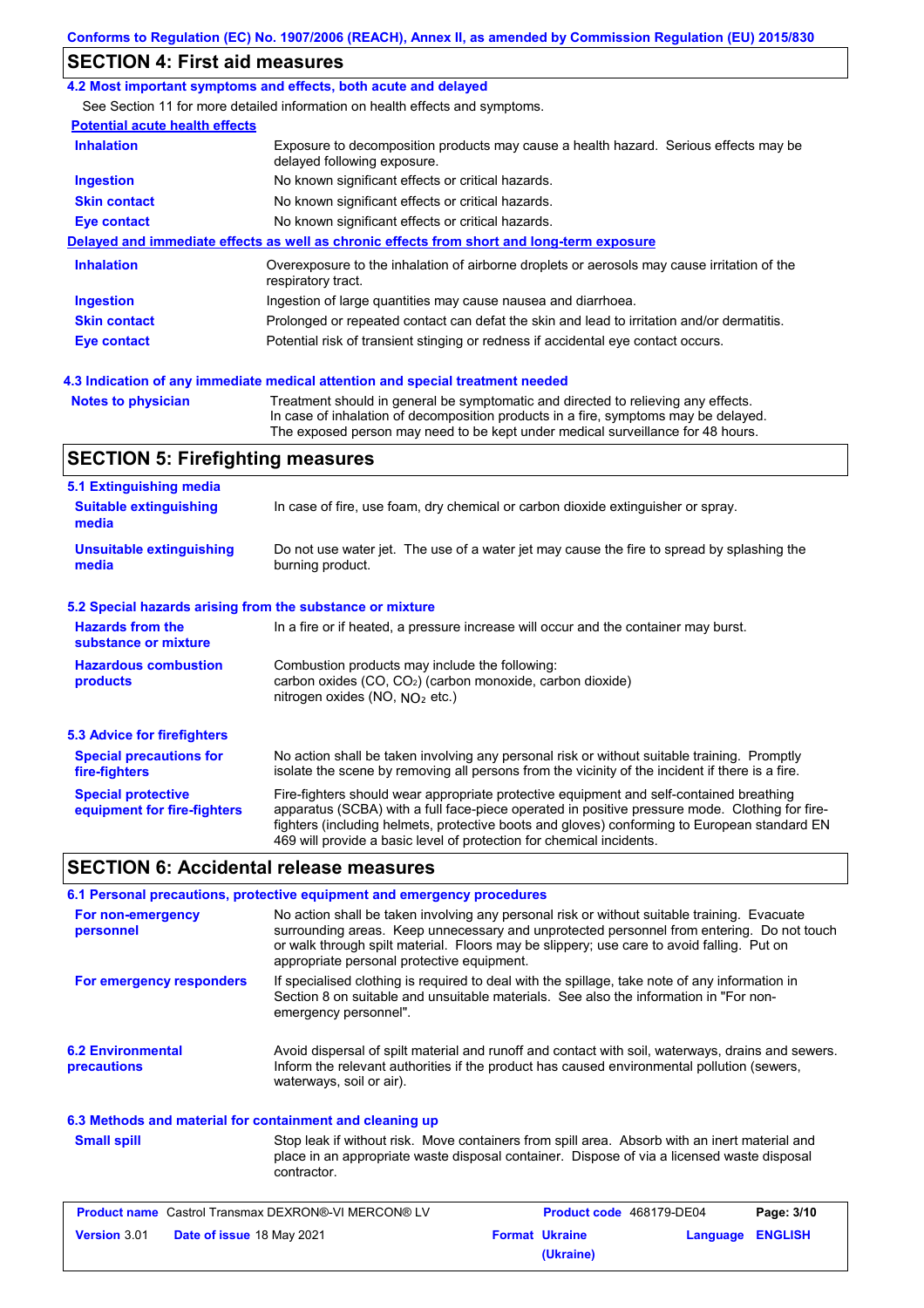## SECTION 4: First aid measures

### 4.2 Most important symptoms and effects, both acute and delayed

See Section 11 for more detailed information on health effects and symptoms.

**Potential acute health effects**

| | |
|---|---|
| **Inhalation** | Exposure to decomposition products may cause a health hazard. Serious effects may be delayed following exposure. |
| **Ingestion** | No known significant effects or critical hazards. |
| **Skin contact** | No known significant effects or critical hazards. |
| **Eye contact** | No known significant effects or critical hazards. |

**Delayed and immediate effects as well as chronic effects from short and long-term exposure**

| | |
|---|---|
| **Inhalation** | Overexposure to the inhalation of airborne droplets or aerosols may cause irritation of the respiratory tract. |
| **Ingestion** | Ingestion of large quantities may cause nausea and diarrhoea. |
| **Skin contact** | Prolonged or repeated contact can defat the skin and lead to irritation and/or dermatitis. |
| **Eye contact** | Potential risk of transient stinging or redness if accidental eye contact occurs. |

### 4.3 Indication of any immediate medical attention and special treatment needed

| | |
|---|---|
| **Notes to physician** | Treatment should in general be symptomatic and directed to relieving any effects. In case of inhalation of decomposition products in a fire, symptoms may be delayed. The exposed person may need to be kept under medical surveillance for 48 hours. |

## SECTION 5: Firefighting measures

### 5.1 Extinguishing media

| | |
|---|---|
| **Suitable extinguishing media** | In case of fire, use foam, dry chemical or carbon dioxide extinguisher or spray. |
| **Unsuitable extinguishing media** | Do not use water jet. The use of a water jet may cause the fire to spread by splashing the burning product. |

### 5.2 Special hazards arising from the substance or mixture

| | |
|---|---|
| **Hazards from the substance or mixture** | In a fire or if heated, a pressure increase will occur and the container may burst. |
| **Hazardous combustion products** | Combustion products may include the following: carbon oxides (CO, $CO_2$) (carbon monoxide, carbon dioxide) nitrogen oxides (NO, $NO_2$ etc.) |

### 5.3 Advice for firefighters

| | |
|---|---|
| **Special precautions for fire-fighters** | No action shall be taken involving any personal risk or without suitable training. Promptly isolate the scene by removing all persons from the vicinity of the incident if there is a fire. |
| **Special protective equipment for fire-fighters** | Fire-fighters should wear appropriate protective equipment and self-contained breathing apparatus (SCBA) with a full face-piece operated in positive pressure mode. Clothing for fire-fighters (including helmets, protective boots and gloves) conforming to European standard EN 469 will provide a basic level of protection for chemical incidents. |

## SECTION 6: Accidental release measures

### 6.1 Personal precautions, protective equipment and emergency procedures

| | |
|---|---|
| **For non-emergency personnel** | No action shall be taken involving any personal risk or without suitable training. Evacuate surrounding areas. Keep unnecessary and unprotected personnel from entering. Do not touch or walk through spilt material. Floors may be slippery; use care to avoid falling. Put on appropriate personal protective equipment. |
| **For emergency responders** | If specialised clothing is required to deal with the spillage, take note of any information in Section 8 on suitable and unsuitable materials. See also the information in "For non-emergency personnel". |

| | |
|---|---|
| **6.2 Environmental precautions** | Avoid dispersal of spilt material and runoff and contact with soil, waterways, drains and sewers. Inform the relevant authorities if the product has caused environmental pollution (sewers, waterways, soil or air). |

### 6.3 Methods and material for containment and cleaning up

| | |
|---|---|
| **Small spill** | Stop leak if without risk. Move containers from spill area. Absorb with an inert material and place in an appropriate waste disposal container. Dispose of via a licensed waste disposal contractor. |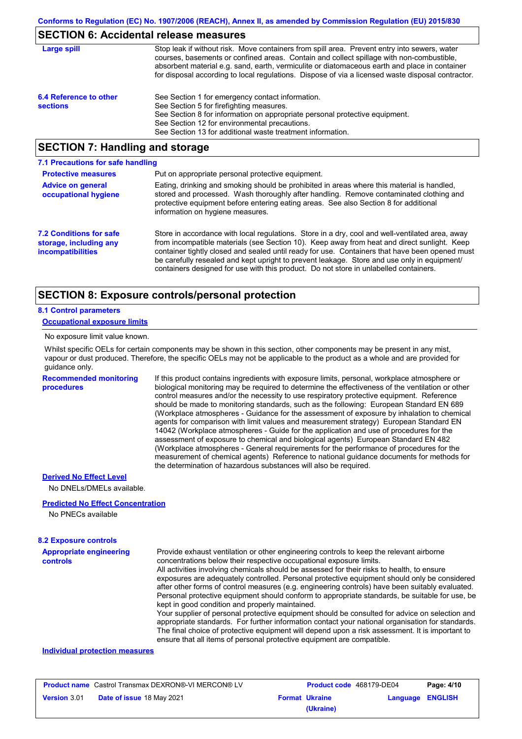## SECTION 6: Accidental release measures

**Large spill**

Stop leak if without risk. Move containers from spill area. Prevent entry into sewers, water courses, basements or confined areas. Contain and collect spillage with non-combustible, absorbent material e.g. sand, earth, vermiculite or diatomaceous earth and place in container for disposal according to local regulations. Dispose of via a licensed waste disposal contractor.

**6.4 Reference to other sections**

See Section 1 for emergency contact information.
See Section 5 for firefighting measures.
See Section 8 for information on appropriate personal protective equipment.
See Section 12 for environmental precautions.
See Section 13 for additional waste treatment information.

## SECTION 7: Handling and storage

### 7.1 Precautions for safe handling

**Protective measures**

Put on appropriate personal protective equipment.

**Advice on general occupational hygiene**

Eating, drinking and smoking should be prohibited in areas where this material is handled, stored and processed. Wash thoroughly after handling. Remove contaminated clothing and protective equipment before entering eating areas. See also Section 8 for additional information on hygiene measures.

**7.2 Conditions for safe storage, including any incompatibilities**

Store in accordance with local regulations. Store in a dry, cool and well-ventilated area, away from incompatible materials (see Section 10). Keep away from heat and direct sunlight. Keep container tightly closed and sealed until ready for use. Containers that have been opened must be carefully resealed and kept upright to prevent leakage. Store and use only in equipment/ containers designed for use with this product. Do not store in unlabelled containers.

## SECTION 8: Exposure controls/personal protection

### 8.1 Control parameters

**Occupational exposure limits**

No exposure limit value known.

Whilst specific OELs for certain components may be shown in this section, other components may be present in any mist, vapour or dust produced. Therefore, the specific OELs may not be applicable to the product as a whole and are provided for guidance only.

**Recommended monitoring procedures**

If this product contains ingredients with exposure limits, personal, workplace atmosphere or biological monitoring may be required to determine the effectiveness of the ventilation or other control measures and/or the necessity to use respiratory protective equipment. Reference should be made to monitoring standards, such as the following: European Standard EN 689 (Workplace atmospheres - Guidance for the assessment of exposure by inhalation to chemical agents for comparison with limit values and measurement strategy) European Standard EN 14042 (Workplace atmospheres - Guide for the application and use of procedures for the assessment of exposure to chemical and biological agents) European Standard EN 482 (Workplace atmospheres - General requirements for the performance of procedures for the measurement of chemical agents) Reference to national guidance documents for methods for the determination of hazardous substances will also be required.

**Derived No Effect Level**

No DNELs/DMELs available.

**Predicted No Effect Concentration**

No PNECs available

### 8.2 Exposure controls

**Appropriate engineering controls**

Provide exhaust ventilation or other engineering controls to keep the relevant airborne concentrations below their respective occupational exposure limits.
All activities involving chemicals should be assessed for their risks to health, to ensure exposures are adequately controlled. Personal protective equipment should only be considered after other forms of control measures (e.g. engineering controls) have been suitably evaluated. Personal protective equipment should conform to appropriate standards, be suitable for use, be kept in good condition and properly maintained.
Your supplier of personal protective equipment should be consulted for advice on selection and appropriate standards. For further information contact your national organisation for standards. The final choice of protective equipment will depend upon a risk assessment. It is important to ensure that all items of personal protective equipment are compatible.

**Individual protection measures**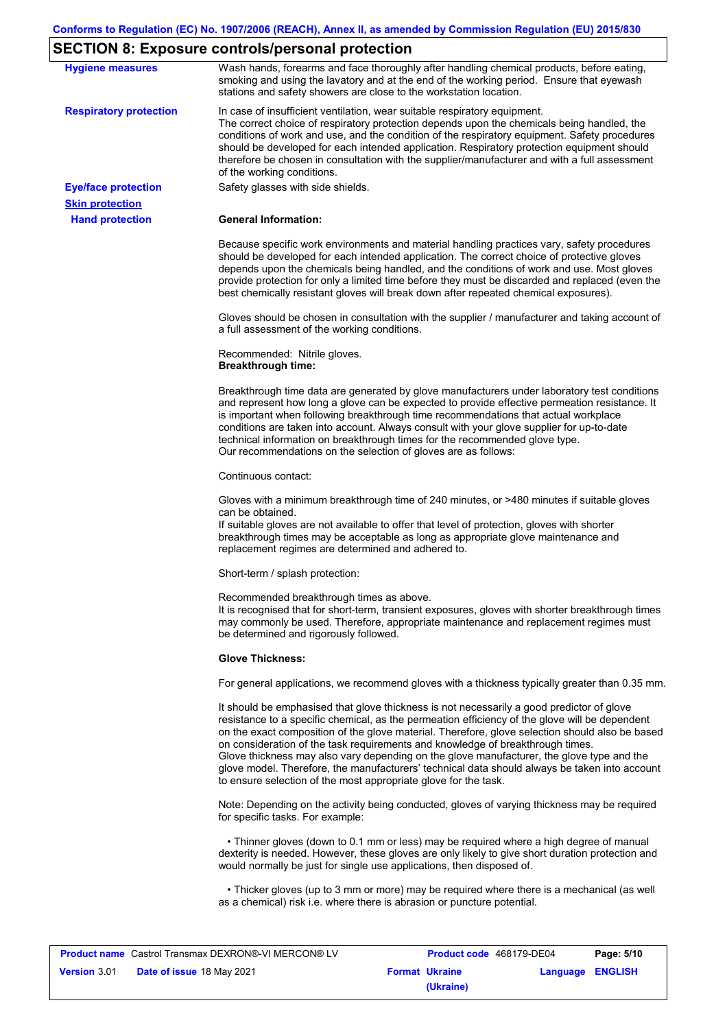## SECTION 8: Exposure controls/personal protection

**Hygiene measures**

Wash hands, forearms and face thoroughly after handling chemical products, before eating, smoking and using the lavatory and at the end of the working period. Ensure that eyewash stations and safety showers are close to the workstation location.

**Respiratory protection**

In case of insufficient ventilation, wear suitable respiratory equipment.
The correct choice of respiratory protection depends upon the chemicals being handled, the conditions of work and use, and the condition of the respiratory equipment. Safety procedures should be developed for each intended application. Respiratory protection equipment should therefore be chosen in consultation with the supplier/manufacturer and with a full assessment of the working conditions.

**Eye/face protection**

Safety glasses with side shields.

**Skin protection**

**Hand protection**

**General Information:**

Because specific work environments and material handling practices vary, safety procedures should be developed for each intended application. The correct choice of protective gloves depends upon the chemicals being handled, and the conditions of work and use. Most gloves provide protection for only a limited time before they must be discarded and replaced (even the best chemically resistant gloves will break down after repeated chemical exposures).

Gloves should be chosen in consultation with the supplier / manufacturer and taking account of a full assessment of the working conditions.

Recommended: Nitrile gloves.
**Breakthrough time:**

Breakthrough time data are generated by glove manufacturers under laboratory test conditions and represent how long a glove can be expected to provide effective permeation resistance. It is important when following breakthrough time recommendations that actual workplace conditions are taken into account. Always consult with your glove supplier for up-to-date technical information on breakthrough times for the recommended glove type.
Our recommendations on the selection of gloves are as follows:

Continuous contact:

Gloves with a minimum breakthrough time of 240 minutes, or >480 minutes if suitable gloves can be obtained.
If suitable gloves are not available to offer that level of protection, gloves with shorter breakthrough times may be acceptable as long as appropriate glove maintenance and replacement regimes are determined and adhered to.

Short-term / splash protection:

Recommended breakthrough times as above.
It is recognised that for short-term, transient exposures, gloves with shorter breakthrough times may commonly be used. Therefore, appropriate maintenance and replacement regimes must be determined and rigorously followed.

**Glove Thickness:**

For general applications, we recommend gloves with a thickness typically greater than 0.35 mm.

It should be emphasised that glove thickness is not necessarily a good predictor of glove resistance to a specific chemical, as the permeation efficiency of the glove will be dependent on the exact composition of the glove material. Therefore, glove selection should also be based on consideration of the task requirements and knowledge of breakthrough times.
Glove thickness may also vary depending on the glove manufacturer, the glove type and the glove model. Therefore, the manufacturers' technical data should always be taken into account to ensure selection of the most appropriate glove for the task.

Note: Depending on the activity being conducted, gloves of varying thickness may be required for specific tasks. For example:

• Thinner gloves (down to 0.1 mm or less) may be required where a high degree of manual dexterity is needed. However, these gloves are only likely to give short duration protection and would normally be just for single use applications, then disposed of.

• Thicker gloves (up to 3 mm or more) may be required where there is a mechanical (as well as a chemical) risk i.e. where there is abrasion or puncture potential.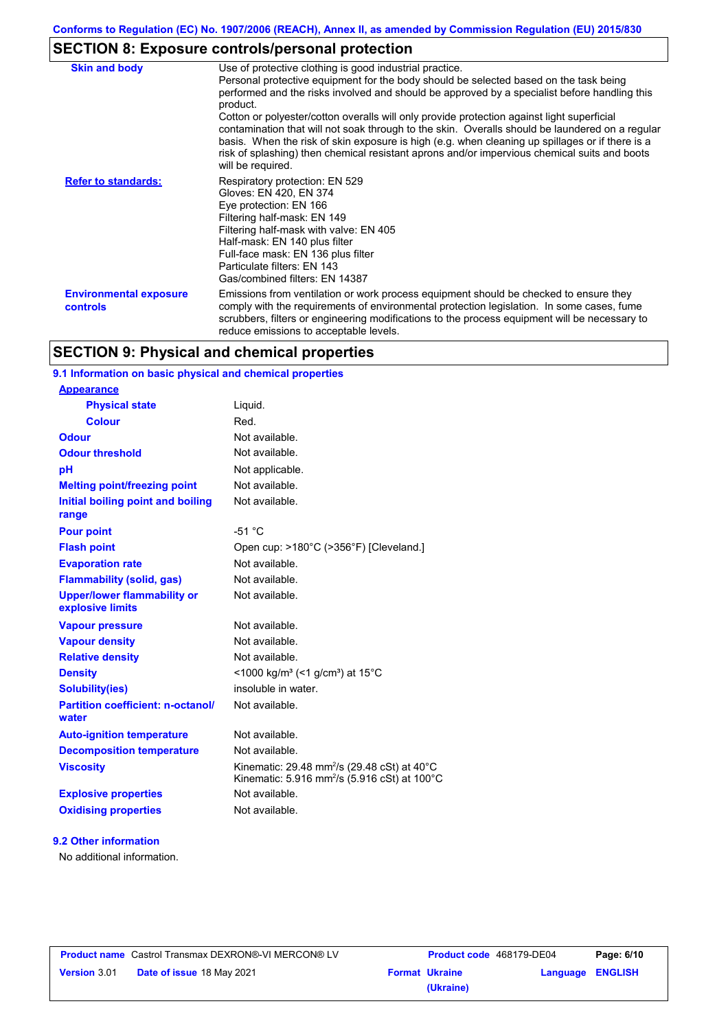## SECTION 8: Exposure controls/personal protection

| | |
|---|---|
| **Skin and body** | Use of protective clothing is good industrial practice. Personal protective equipment for the body should be selected based on the task being performed and the risks involved and should be approved by a specialist before handling this product. Cotton or polyester/cotton overalls will only provide protection against light superficial contamination that will not soak through to the skin. Overalls should be laundered on a regular basis. When the risk of skin exposure is high (e.g. when cleaning up spillages or if there is a risk of splashing) then chemical resistant aprons and/or impervious chemical suits and boots will be required. |
| **Refer to standards:** | Respiratory protection: EN 529<br>Gloves: EN 420, EN 374<br>Eye protection: EN 166<br>Filtering half-mask: EN 149<br>Filtering half-mask with valve: EN 405<br>Half-mask: EN 140 plus filter<br>Full-face mask: EN 136 plus filter<br>Particulate filters: EN 143<br>Gas/combined filters: EN 14387 |
| **Environmental exposure controls** | Emissions from ventilation or work process equipment should be checked to ensure they comply with the requirements of environmental protection legislation. In some cases, fume scrubbers, filters or engineering modifications to the process equipment will be necessary to reduce emissions to acceptable levels. |

## SECTION 9: Physical and chemical properties

### 9.1 Information on basic physical and chemical properties

| | |
|---|---|
| **Appearance** | |
| **Physical state** | Liquid. |
| **Colour** | Red. |
| **Odour** | Not available. |
| **Odour threshold** | Not available. |
| **pH** | Not applicable. |
| **Melting point/freezing point** | Not available. |
| **Initial boiling point and boiling range** | Not available. |
| **Pour point** | -51 °C |
| **Flash point** | Open cup: >180°C (>356°F) [Cleveland.] |
| **Evaporation rate** | Not available. |
| **Flammability (solid, gas)** | Not available. |
| **Upper/lower flammability or explosive limits** | Not available. |
| **Vapour pressure** | Not available. |
| **Vapour density** | Not available. |
| **Relative density** | Not available. |
| **Density** | <1000 kg/m³ (<1 g/cm³) at 15°C |
| **Solubility(ies)** | insoluble in water. |
| **Partition coefficient: n-octanol/water** | Not available. |
| **Auto-ignition temperature** | Not available. |
| **Decomposition temperature** | Not available. |
| **Viscosity** | Kinematic: 29.48 $mm^2/s$ (29.48 cSt) at 40°C<br>Kinematic: 5.916 $mm^2/s$ (5.916 cSt) at 100°C |
| **Explosive properties** | Not available. |
| **Oxidising properties** | Not available. |

### 9.2 Other information

No additional information.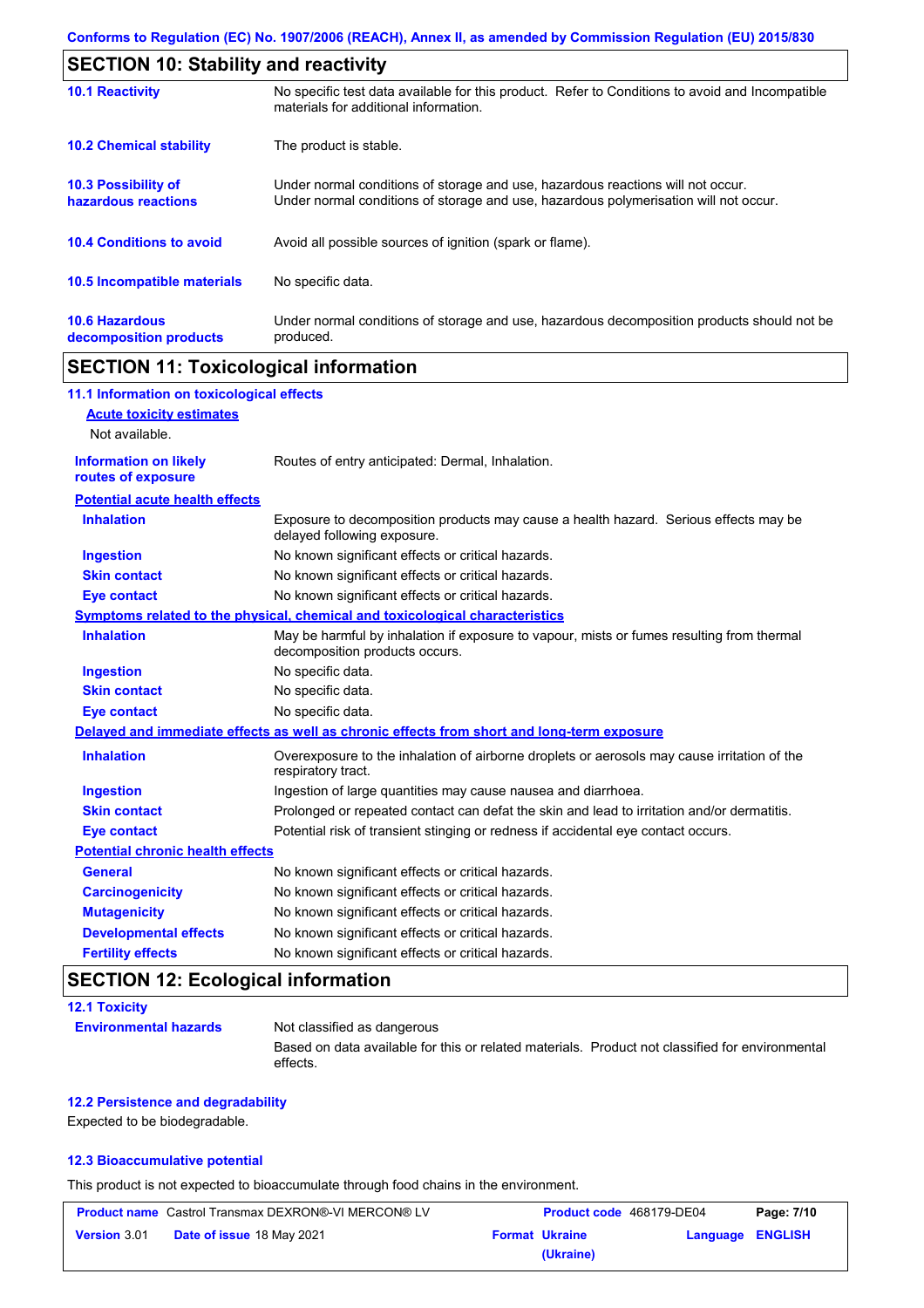## SECTION 10: Stability and reactivity

| | |
|---|---|
| **10.1 Reactivity** | No specific test data available for this product. Refer to Conditions to avoid and Incompatible materials for additional information. |
| **10.2 Chemical stability** | The product is stable. |
| **10.3 Possibility of hazardous reactions** | Under normal conditions of storage and use, hazardous reactions will not occur. Under normal conditions of storage and use, hazardous polymerisation will not occur. |
| **10.4 Conditions to avoid** | Avoid all possible sources of ignition (spark or flame). |
| **10.5 Incompatible materials** | No specific data. |
| **10.6 Hazardous decomposition products** | Under normal conditions of storage and use, hazardous decomposition products should not be produced. |

## SECTION 11: Toxicological information

### 11.1 Information on toxicological effects

**Acute toxicity estimates**

Not available.

| | |
|---|---|
| **Information on likely routes of exposure** | Routes of entry anticipated: Dermal, Inhalation. |

**Potential acute health effects**

| | |
|---|---|
| **Inhalation** | Exposure to decomposition products may cause a health hazard. Serious effects may be delayed following exposure. |
| **Ingestion** | No known significant effects or critical hazards. |
| **Skin contact** | No known significant effects or critical hazards. |
| **Eye contact** | No known significant effects or critical hazards. |

**Symptoms related to the physical, chemical and toxicological characteristics**

| | |
|---|---|
| **Inhalation** | May be harmful by inhalation if exposure to vapour, mists or fumes resulting from thermal decomposition products occurs. |
| **Ingestion** | No specific data. |
| **Skin contact** | No specific data. |
| **Eye contact** | No specific data. |

**Delayed and immediate effects as well as chronic effects from short and long-term exposure**

| | |
|---|---|
| **Inhalation** | Overexposure to the inhalation of airborne droplets or aerosols may cause irritation of the respiratory tract. |
| **Ingestion** | Ingestion of large quantities may cause nausea and diarrhoea. |
| **Skin contact** | Prolonged or repeated contact can defat the skin and lead to irritation and/or dermatitis. |
| **Eye contact** | Potential risk of transient stinging or redness if accidental eye contact occurs. |

**Potential chronic health effects**

| | |
|---|---|
| **General** | No known significant effects or critical hazards. |
| **Carcinogenicity** | No known significant effects or critical hazards. |
| **Mutagenicity** | No known significant effects or critical hazards. |
| **Developmental effects** | No known significant effects or critical hazards. |
| **Fertility effects** | No known significant effects or critical hazards. |

## SECTION 12: Ecological information

### 12.1 Toxicity

| | |
|---|---|
| **Environmental hazards** | Not classified as dangerous<br>Based on data available for this or related materials. Product not classified for environmental effects. |

### 12.2 Persistence and degradability

Expected to be biodegradable.

### 12.3 Bioaccumulative potential

This product is not expected to bioaccumulate through food chains in the environment.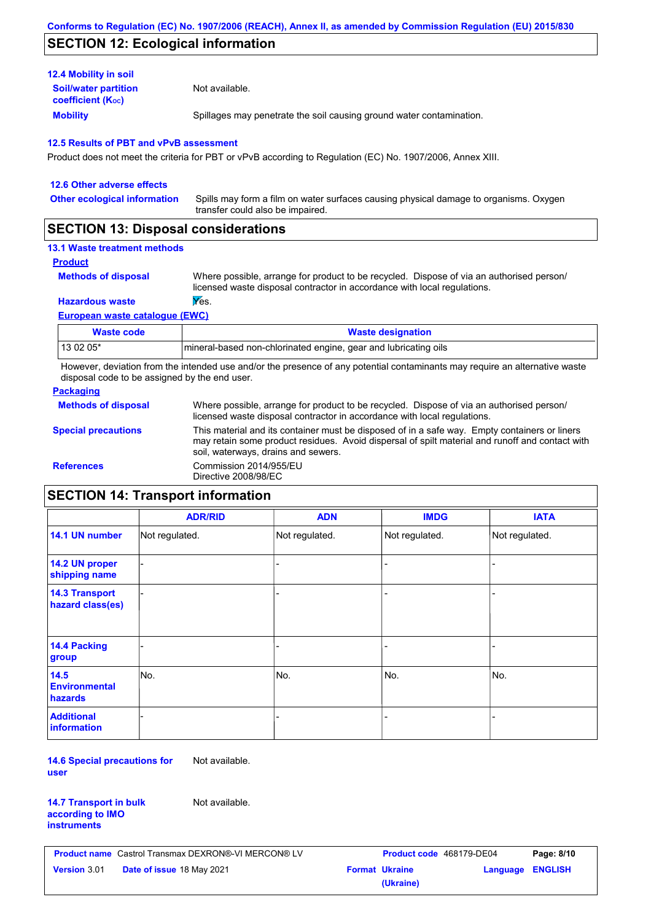## SECTION 12: Ecological information

### 12.4 Mobility in soil

**Soil/water partition coefficient ($K_{OC}$)**: Not available.

**Mobility**: Spillages may penetrate the soil causing ground water contamination.

### 12.5 Results of PBT and vPvB assessment

Product does not meet the criteria for PBT or vPvB according to Regulation (EC) No. 1907/2006, Annex XIII.

### 12.6 Other adverse effects

**Other ecological information**: Spills may form a film on water surfaces causing physical damage to organisms. Oxygen transfer could also be impaired.

## SECTION 13: Disposal considerations

### 13.1 Waste treatment methods

**Product**

**Methods of disposal**: Where possible, arrange for product to be recycled. Dispose of via an authorised person/ licensed waste disposal contractor in accordance with local regulations.

**Hazardous waste**: Yes.

**European waste catalogue (EWC)**

| Waste code | Waste designation |
|---|---|
| 13 02 05* | mineral-based non-chlorinated engine, gear and lubricating oils |

However, deviation from the intended use and/or the presence of any potential contaminants may require an alternative waste disposal code to be assigned by the end user.

**Packaging**

**Methods of disposal**: Where possible, arrange for product to be recycled. Dispose of via an authorised person/ licensed waste disposal contractor in accordance with local regulations.

**Special precautions**: This material and its container must be disposed of in a safe way. Empty containers or liners may retain some product residues. Avoid dispersal of spilt material and runoff and contact with soil, waterways, drains and sewers.

**References**: Commission 2014/955/EU
Directive 2008/98/EC

## SECTION 14: Transport information

| | ADR/RID | ADN | IMDG | IATA |
|---|---|---|---|---|
| **14.1 UN number** | Not regulated. | Not regulated. | Not regulated. | Not regulated. |
| **14.2 UN proper shipping name** | - | - | - | - |
| **14.3 Transport hazard class(es)** | - | - | - | - |
| **14.4 Packing group** | - | - | - | - |
| **14.5 Environmental hazards** | No. | No. | No. | No. |
| **Additional information** | - | - | - | - |

**14.6 Special precautions for user**: Not available.

**14.7 Transport in bulk according to IMO instruments**: Not available.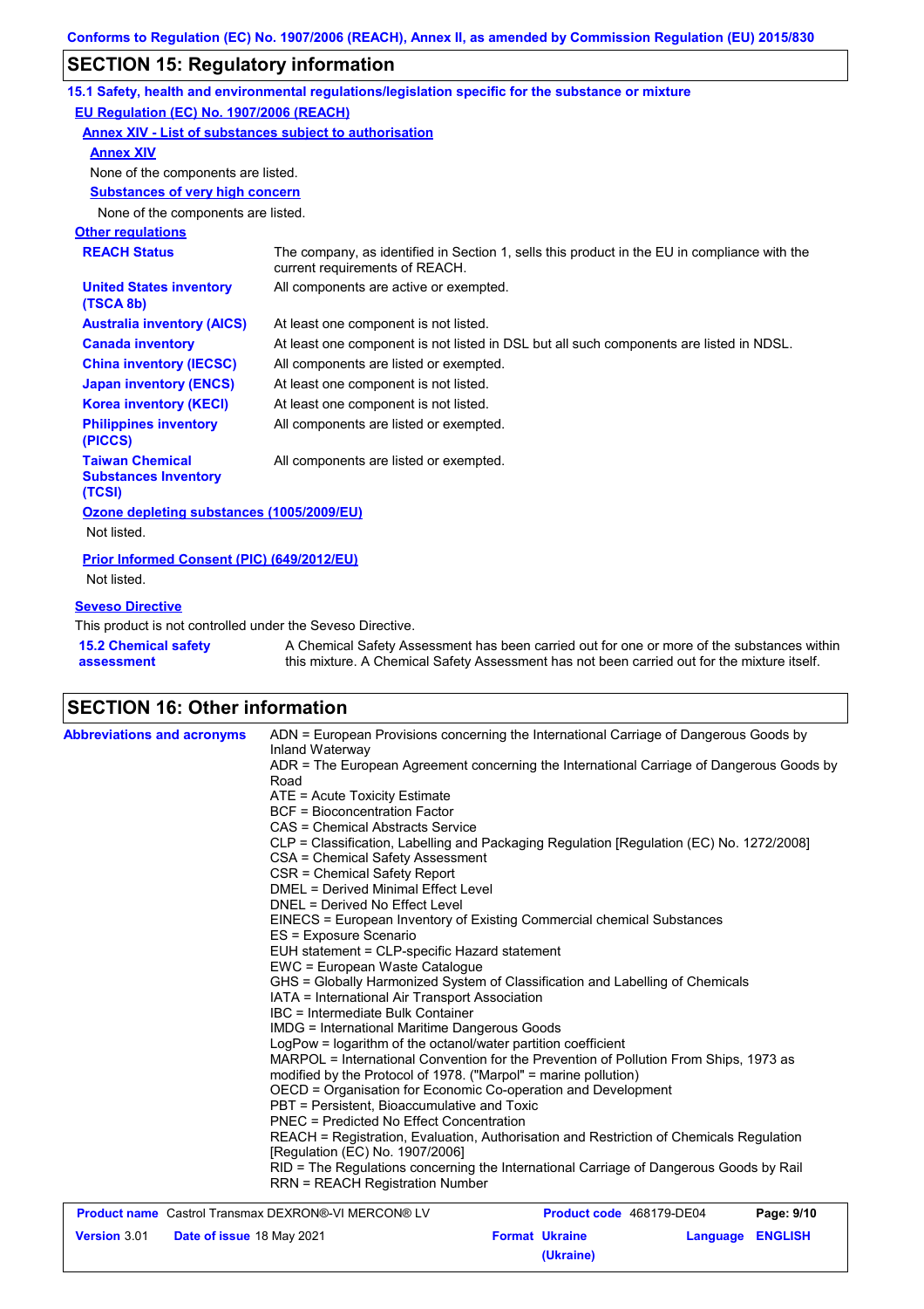## SECTION 15: Regulatory information

### 15.1 Safety, health and environmental regulations/legislation specific for the substance or mixture

**EU Regulation (EC) No. 1907/2006 (REACH)**

**Annex XIV - List of substances subject to authorisation**

**Annex XIV**

None of the components are listed.

**Substances of very high concern**

None of the components are listed.

**Other regulations**

| | |
|---|---|
| **REACH Status** | The company, as identified in Section 1, sells this product in the EU in compliance with the current requirements of REACH. |
| **United States inventory (TSCA 8b)** | All components are active or exempted. |
| **Australia inventory (AICS)** | At least one component is not listed. |
| **Canada inventory** | At least one component is not listed in DSL but all such components are listed in NDSL. |
| **China inventory (IECSC)** | All components are listed or exempted. |
| **Japan inventory (ENCS)** | At least one component is not listed. |
| **Korea inventory (KECI)** | At least one component is not listed. |
| **Philippines inventory (PICCS)** | All components are listed or exempted. |
| **Taiwan Chemical Substances Inventory (TCSI)** | All components are listed or exempted. |

**Ozone depleting substances (1005/2009/EU)**

Not listed.

**Prior Informed Consent (PIC) (649/2012/EU)**

Not listed.

**Seveso Directive**

This product is not controlled under the Seveso Directive.

**15.2 Chemical safety assessment**: A Chemical Safety Assessment has been carried out for one or more of the substances within this mixture. A Chemical Safety Assessment has not been carried out for the mixture itself.

## SECTION 16: Other information

**Abbreviations and acronyms**

ADN = European Provisions concerning the International Carriage of Dangerous Goods by Inland Waterway
ADR = The European Agreement concerning the International Carriage of Dangerous Goods by Road
ATE = Acute Toxicity Estimate
BCF = Bioconcentration Factor
CAS = Chemical Abstracts Service
CLP = Classification, Labelling and Packaging Regulation [Regulation (EC) No. 1272/2008]
CSA = Chemical Safety Assessment
CSR = Chemical Safety Report
DMEL = Derived Minimal Effect Level
DNEL = Derived No Effect Level
EINECS = European Inventory of Existing Commercial chemical Substances
ES = Exposure Scenario
EUH statement = CLP-specific Hazard statement
EWC = European Waste Catalogue
GHS = Globally Harmonized System of Classification and Labelling of Chemicals
IATA = International Air Transport Association
IBC = Intermediate Bulk Container
IMDG = International Maritime Dangerous Goods
LogPow = logarithm of the octanol/water partition coefficient
MARPOL = International Convention for the Prevention of Pollution From Ships, 1973 as modified by the Protocol of 1978. ("Marpol" = marine pollution)
OECD = Organisation for Economic Co-operation and Development
PBT = Persistent, Bioaccumulative and Toxic
PNEC = Predicted No Effect Concentration
REACH = Registration, Evaluation, Authorisation and Restriction of Chemicals Regulation [Regulation (EC) No. 1907/2006]
RID = The Regulations concerning the International Carriage of Dangerous Goods by Rail
RRN = REACH Registration Number

| | | | |
|---|---|---|---|
| **Product name** Castrol Transmax DEXRON®-VI MERCON® LV | | **Product code** 468179-DE04 | |
| **Version** 3.01 | **Date of issue** 18 May 2021 | **Format** Ukraine (Ukraine) | **Language** ENGLISH |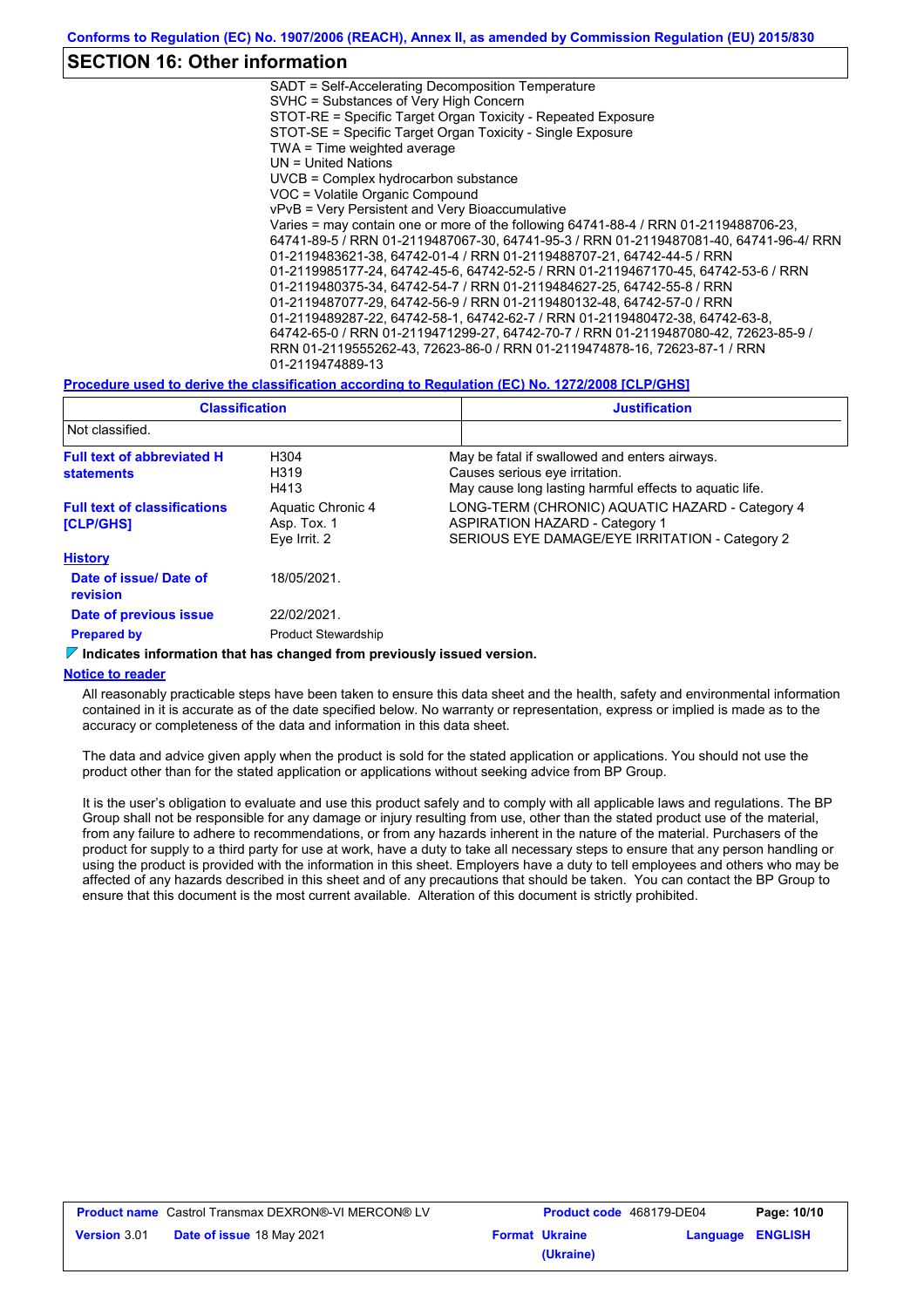## SECTION 16: Other information

SADT = Self-Accelerating Decomposition Temperature
SVHC = Substances of Very High Concern
STOT-RE = Specific Target Organ Toxicity - Repeated Exposure
STOT-SE = Specific Target Organ Toxicity - Single Exposure
TWA = Time weighted average
UN = United Nations
UVCB = Complex hydrocarbon substance
VOC = Volatile Organic Compound
vPvB = Very Persistent and Very Bioaccumulative
Varies = may contain one or more of the following 64741-88-4 / RRN 01-2119488706-23, 64741-89-5 / RRN 01-2119487067-30, 64741-95-3 / RRN 01-2119487081-40, 64741-96-4/ RRN 01-2119483621-38, 64742-01-4 / RRN 01-2119488707-21, 64742-44-5 / RRN 01-2119985177-24, 64742-45-6, 64742-52-5 / RRN 01-2119467170-45, 64742-53-6 / RRN 01-2119480375-34, 64742-54-7 / RRN 01-2119484627-25, 64742-55-8 / RRN 01-2119487077-29, 64742-56-9 / RRN 01-2119480132-48, 64742-57-0 / RRN 01-2119489287-22, 64742-58-1, 64742-62-7 / RRN 01-2119480472-38, 64742-63-8, 64742-65-0 / RRN 01-2119471299-27, 64742-70-7 / RRN 01-2119487080-42, 72623-85-9 / RRN 01-2119555262-43, 72623-86-0 / RRN 01-2119474878-16, 72623-87-1 / RRN 01-2119474889-13

**Procedure used to derive the classification according to Regulation (EC) No. 1272/2008 [CLP/GHS]**

| Classification | Justification |
|---|---|
| Not classified. | |

| | | |
|---|---|---|
| **Full text of abbreviated H statements** | H304 | May be fatal if swallowed and enters airways. |
| | H319 | Causes serious eye irritation. |
| | H413 | May cause long lasting harmful effects to aquatic life. |
| **Full text of classifications [CLP/GHS]** | Aquatic Chronic 4 | LONG-TERM (CHRONIC) AQUATIC HAZARD - Category 4 |
| | Asp. Tox. 1 | ASPIRATION HAZARD - Category 1 |
| | Eye Irrit. 2 | SERIOUS EYE DAMAGE/EYE IRRITATION - Category 2 |

**History**

| | |
|---|---|
| **Date of issue/ Date of revision** | 18/05/2021. |
| **Date of previous issue** | 22/02/2021. |
| **Prepared by** | Product Stewardship |

**Indicates information that has changed from previously issued version.**

**Notice to reader**

All reasonably practicable steps have been taken to ensure this data sheet and the health, safety and environmental information contained in it is accurate as of the date specified below. No warranty or representation, express or implied is made as to the accuracy or completeness of the data and information in this data sheet.

The data and advice given apply when the product is sold for the stated application or applications. You should not use the product other than for the stated application or applications without seeking advice from BP Group.

It is the user's obligation to evaluate and use this product safely and to comply with all applicable laws and regulations. The BP Group shall not be responsible for any damage or injury resulting from use, other than the stated product use of the material, from any failure to adhere to recommendations, or from any hazards inherent in the nature of the material. Purchasers of the product for supply to a third party for use at work, have a duty to take all necessary steps to ensure that any person handling or using the product is provided with the information in this sheet. Employers have a duty to tell employees and others who may be affected of any hazards described in this sheet and of any precautions that should be taken. You can contact the BP Group to ensure that this document is the most current available. Alteration of this document is strictly prohibited.